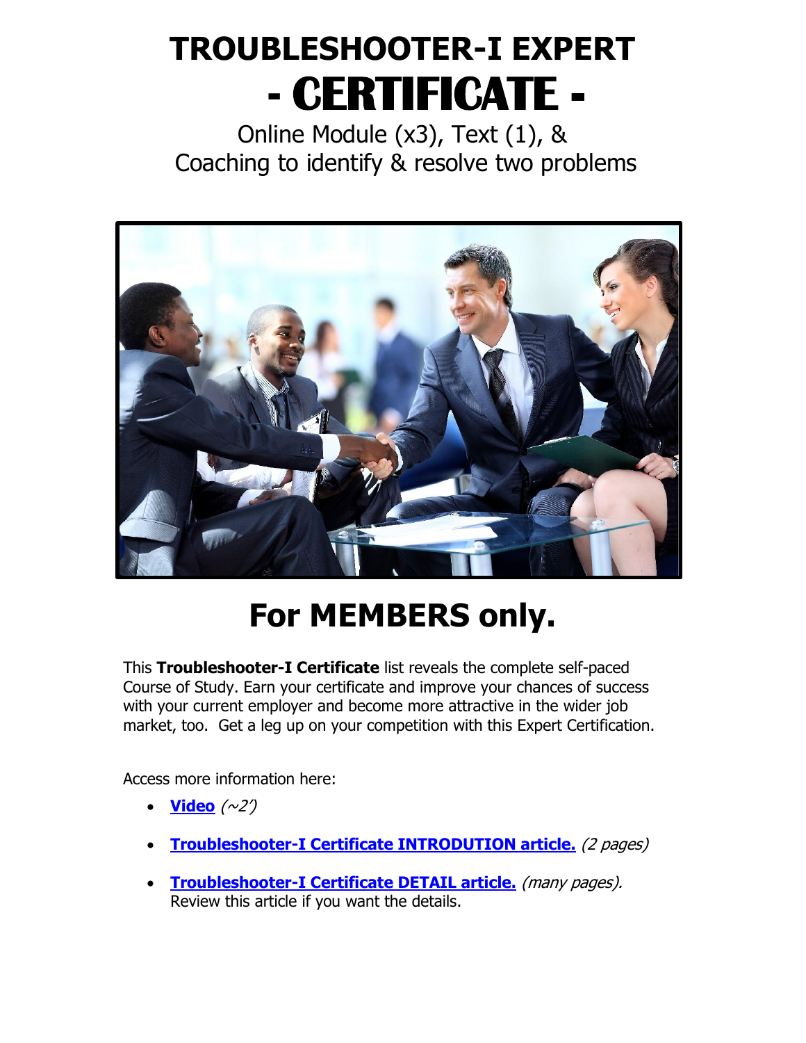# TROUBLESHOOTER-I EXPERT

# - CERTIFICATE -

Online Module (x3), Text (1), &
Coaching to identify & resolve two problems

# For MEMBERS only.

This **Troubleshooter-I Certificate** list reveals the complete self-paced Course of Study. Earn your certificate and improve your chances of success with your current employer and become more attractive in the wider job market, too. Get a leg up on your competition with this Expert Certification.

Access more information here:

- **Video** *(~2')*
- **Troubleshooter-I Certificate INTRODUTION article.** *(2 pages)*
- **Troubleshooter-I Certificate DETAIL article.** *(many pages).* Review this article if you want the details.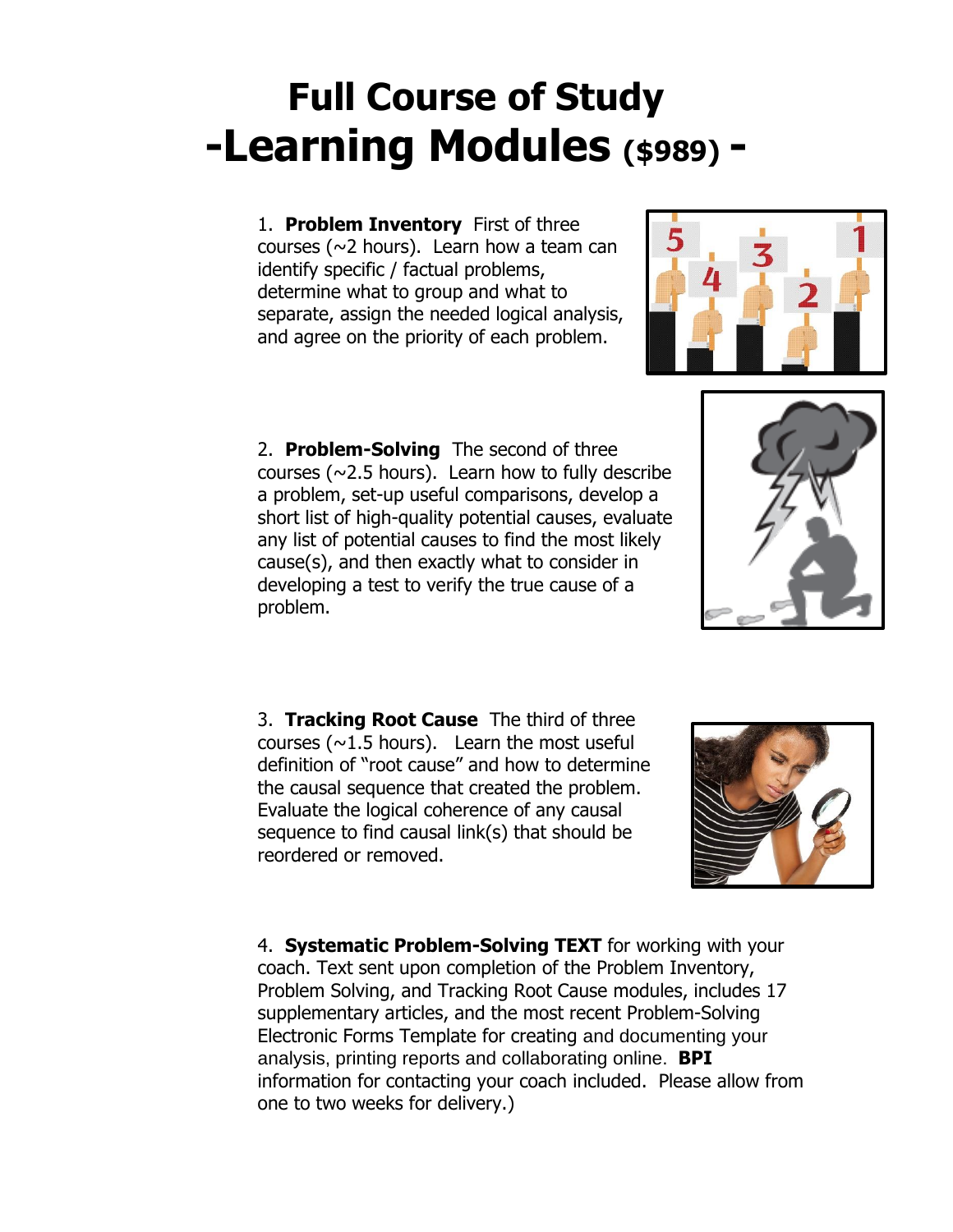# Full Course of Study -Learning Modules ($989) -

1. **Problem Inventory** First of three courses (~2 hours). Learn how a team can identify specific / factual problems, determine what to group and what to separate, assign the needed logical analysis, and agree on the priority of each problem.

2. **Problem-Solving** The second of three courses (~2.5 hours). Learn how to fully describe a problem, set-up useful comparisons, develop a short list of high-quality potential causes, evaluate any list of potential causes to find the most likely cause(s), and then exactly what to consider in developing a test to verify the true cause of a problem.

3. **Tracking Root Cause** The third of three courses (~1.5 hours). Learn the most useful definition of "root cause" and how to determine the causal sequence that created the problem. Evaluate the logical coherence of any causal sequence to find causal link(s) that should be reordered or removed.

4. **Systematic Problem-Solving TEXT** for working with your coach. Text sent upon completion of the Problem Inventory, Problem Solving, and Tracking Root Cause modules, includes 17 supplementary articles, and the most recent Problem-Solving Electronic Forms Template for creating and documenting your analysis, printing reports and collaborating online. **BPI** information for contacting your coach included. Please allow from one to two weeks for delivery.)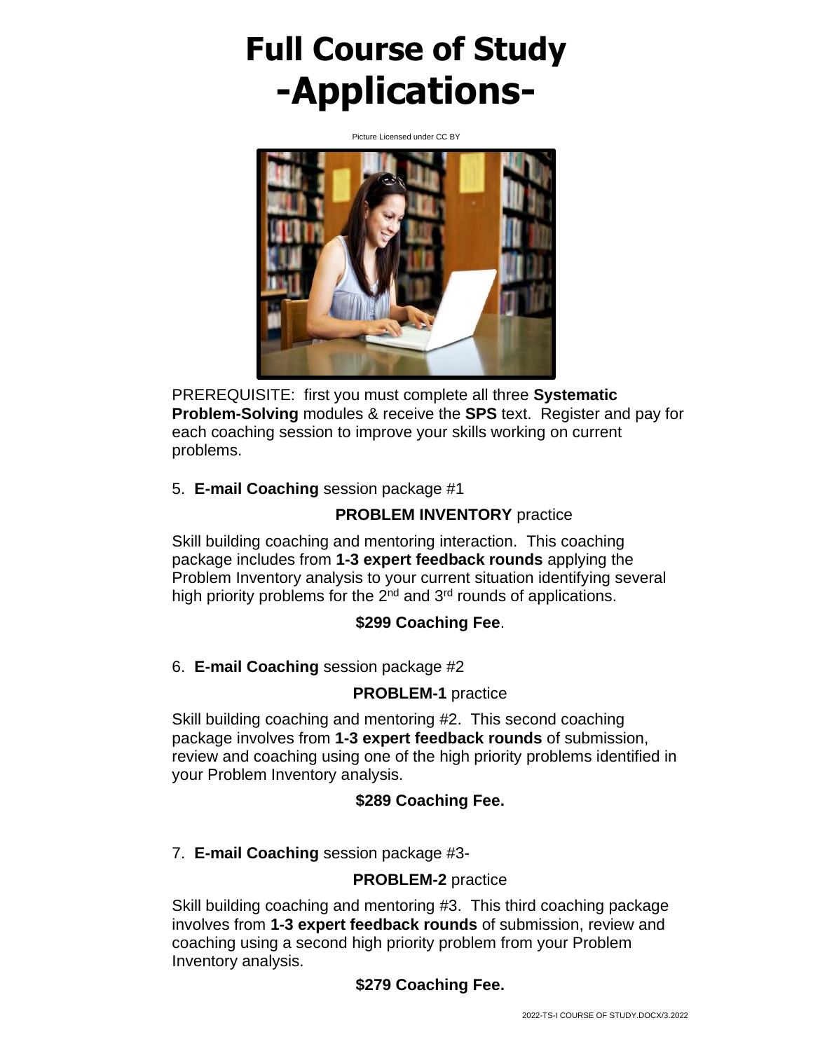# Full Course of Study -Applications-

Picture Licensed under CC BY

PREREQUISITE: first you must complete all three **Systematic Problem-Solving** modules & receive the **SPS** text. Register and pay for each coaching session to improve your skills working on current problems.

5. **E-mail Coaching** session package #1

**PROBLEM INVENTORY** practice

Skill building coaching and mentoring interaction. This coaching package includes from **1-3 expert feedback rounds** applying the Problem Inventory analysis to your current situation identifying several high priority problems for the 2nd and 3rd rounds of applications.

**$299 Coaching Fee**.

6. **E-mail Coaching** session package #2

**PROBLEM-1** practice

Skill building coaching and mentoring #2. This second coaching package involves from **1-3 expert feedback rounds** of submission, review and coaching using one of the high priority problems identified in your Problem Inventory analysis.

**$289 Coaching Fee.**

7. **E-mail Coaching** session package #3-

**PROBLEM-2** practice

Skill building coaching and mentoring #3. This third coaching package involves from **1-3 expert feedback rounds** of submission, review and coaching using a second high priority problem from your Problem Inventory analysis.

**$279 Coaching Fee.**